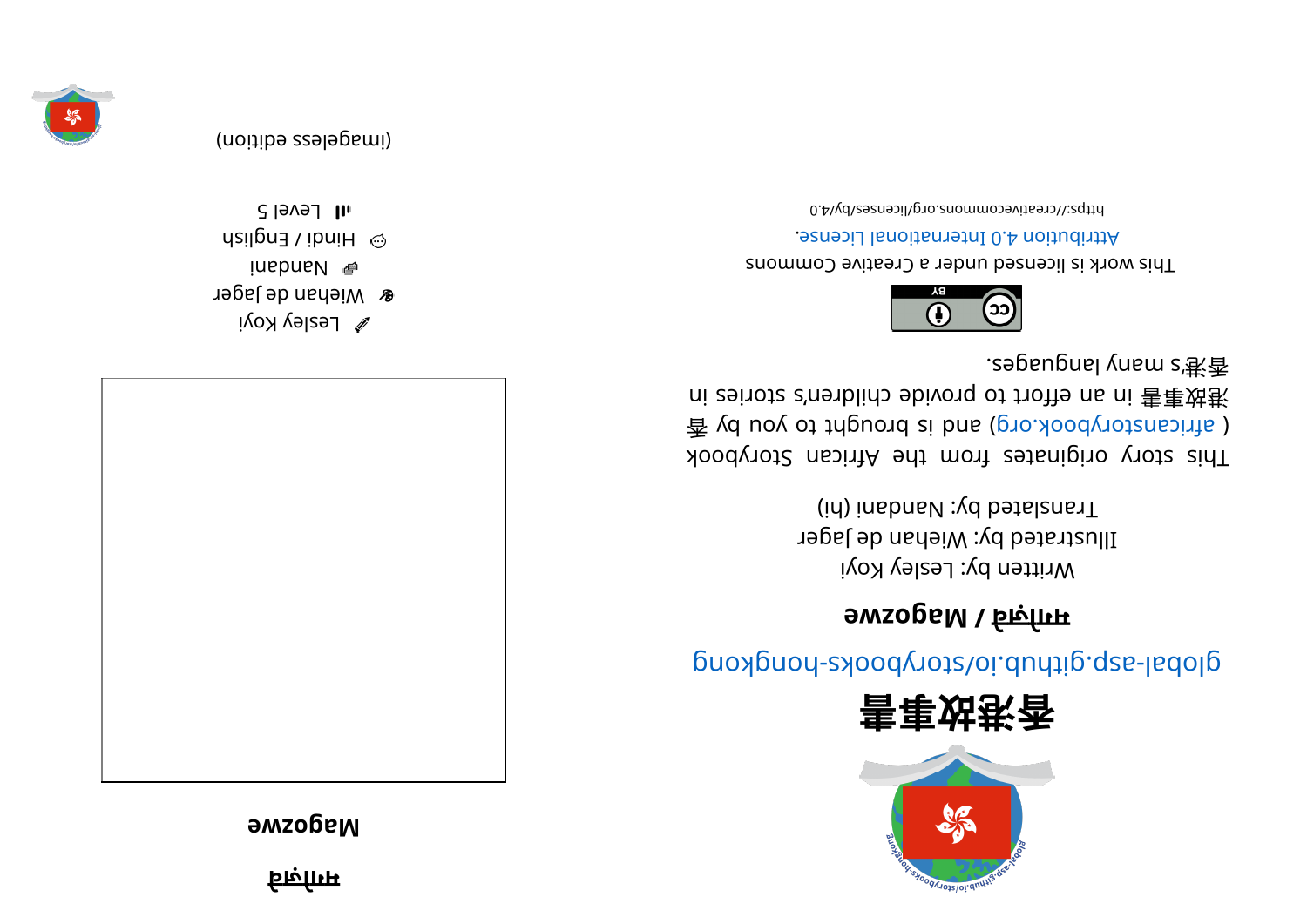# 香港故事書

global-asp.github.io/storybooks-hongkong

## मगोज़्वे / Magozwe

Written by: Lesley Koyi

Illustrated by: Wiehan de Jager

Translated by: Nandani (hi)

This story originates from the African Storybook ( africanstorybook.org ) and is brought to you by 香港故事書 in an effort to provide children's stories in 香港's many languages.

This work is licensed under a Creative Commons Attribution 4.0 International License.

https://creativecommons.org/licenses/by/4.0

## मगोज़्वे

**Magozwe**

Lesley Koyi

Wiehan de Jager

Nandani

Hindi / English

Level 5

(imageless edition)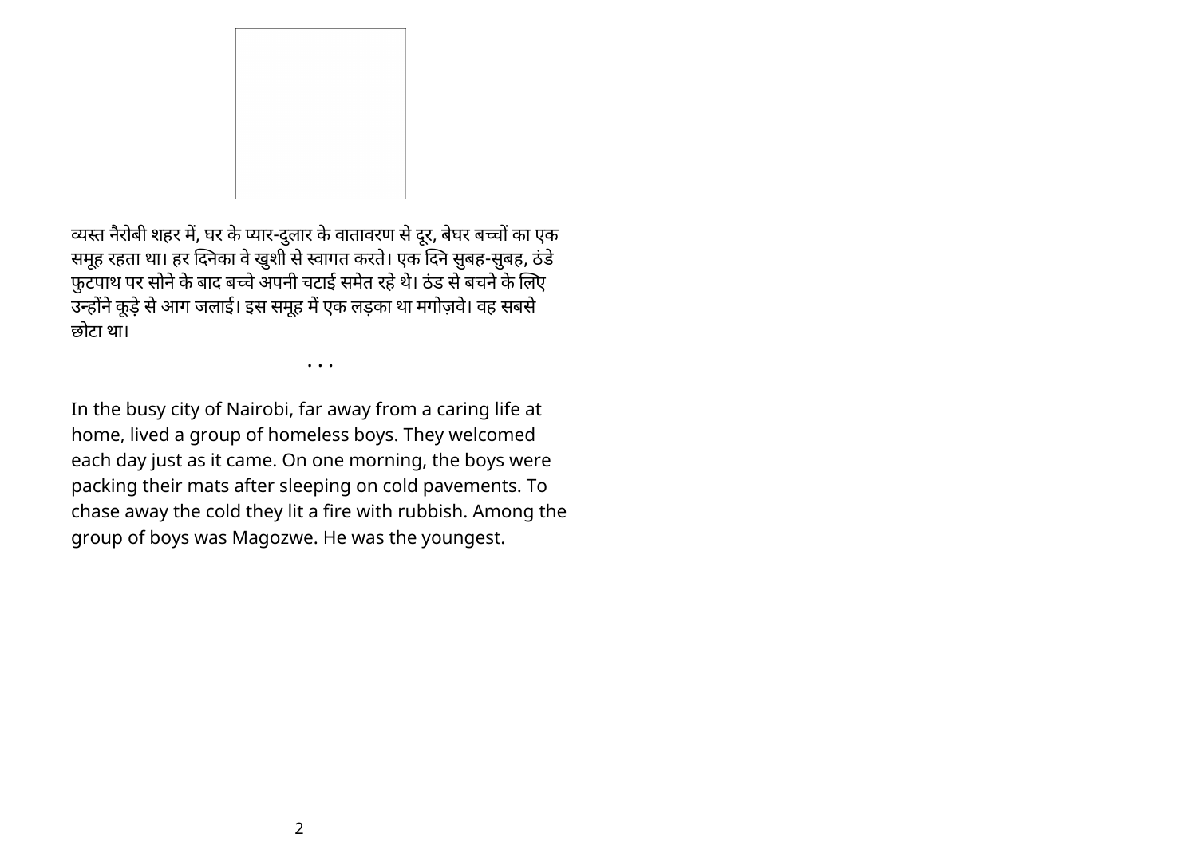व्यस्त नैरोबी शहर में, घर के प्यार-दुलार के वातावरण से दूर, बेघर बच्चों का एक समूह रहता था। हर दिनका वे खुशी से स्वागत करते। एक दिन सुबह-सुबह, ठंडे फुटपाथ पर सोने के बाद बच्चे अपनी चटाई समेत रहे थे। ठंड से बचने के लिए उन्होंने कूड़े से आग जलाई। इस समूह में एक लड़का था मगोज़वे। वह सबसे छोटा था।

. . .

In the busy city of Nairobi, far away from a caring life at home, lived a group of homeless boys. They welcomed each day just as it came. On one morning, the boys were packing their mats after sleeping on cold pavements. To chase away the cold they lit a fire with rubbish. Among the group of boys was Magozwe. He was the youngest.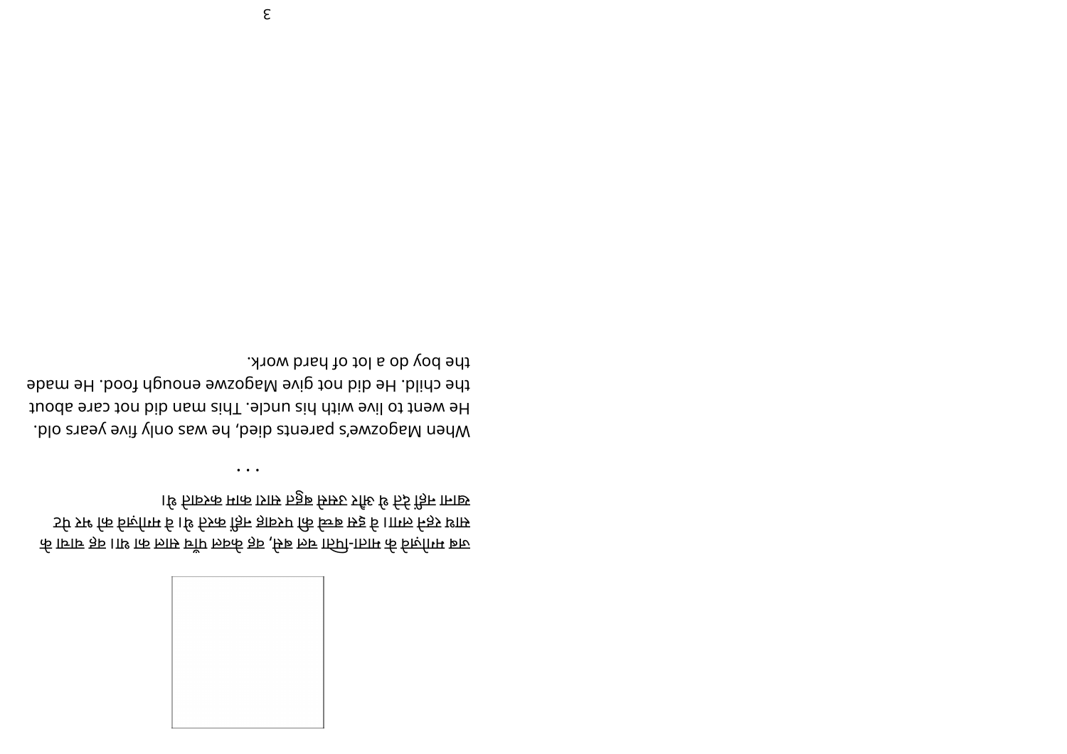जब मागोज़्वे के माता-पिता मरे, वह केवल पाँच साल का था। वह चाचा के साथ रहने गया। वे इस बच्चे की परवाह नहीं करते थे। वे मागोज़्वे को पेट भर खाना नहीं देते थे और उससे बहुत सारा काम करवाते थे।

. . .

When Magozwe's parents died, he was only five years old. He went to live with his uncle. This man did not care about the child. He did not give Magozwe enough food. He made the boy do a lot of hard work.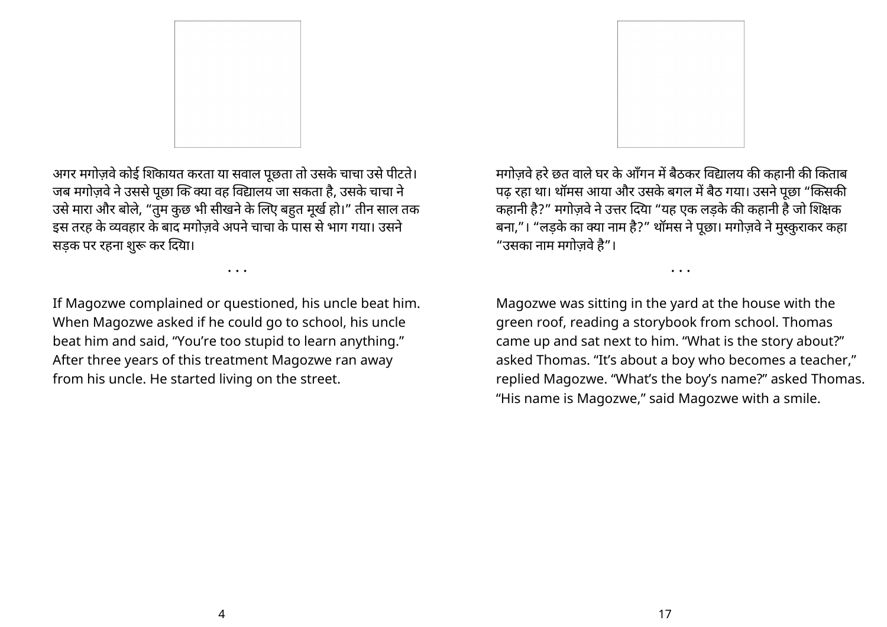अगर मगोज़वे कोई शिकायत करता या सवाल पूछता तो उसके चाचा उसे पीटते। जब मगोज़वे ने उससे पूछा कि क्या वह विद्यालय जा सकता है, उसके चाचा ने उसे मारा और बोले, “तुम कुछ भी सीखने के लिए बहुत मूर्ख हो।” तीन साल तक इस तरह के व्यवहार के बाद मगोज़वे अपने चाचा के पास से भाग गया। उसने सड़क पर रहना शुरू कर दिया।

• • •

If Magozwe complained or questioned, his uncle beat him. When Magozwe asked if he could go to school, his uncle beat him and said, “You’re too stupid to learn anything.” After three years of this treatment Magozwe ran away from his uncle. He started living on the street.

मगोज़वे हरे छत वाले घर के आँगन में बैठकर विद्यालय की कहानी की किताब पढ़ रहा था। थॉमस आया और उसके बगल में बैठ गया। उसने पूछा “किसकी कहानी है?” मगोज़वे ने उत्तर दिया “यह एक लड़के की कहानी है जो शिक्षक बना,”। “लड़के का क्या नाम है?” थॉमस ने पूछा। मगोज़वे ने मुस्कुराकर कहा “उसका नाम मगोज़वे है”।

• • •

Magozwe was sitting in the yard at the house with the green roof, reading a storybook from school. Thomas came up and sat next to him. “What is the story about?” asked Thomas. “It’s about a boy who becomes a teacher,” replied Magozwe. “What’s the boy’s name?” asked Thomas. “His name is Magozwe,” said Magozwe with a smile.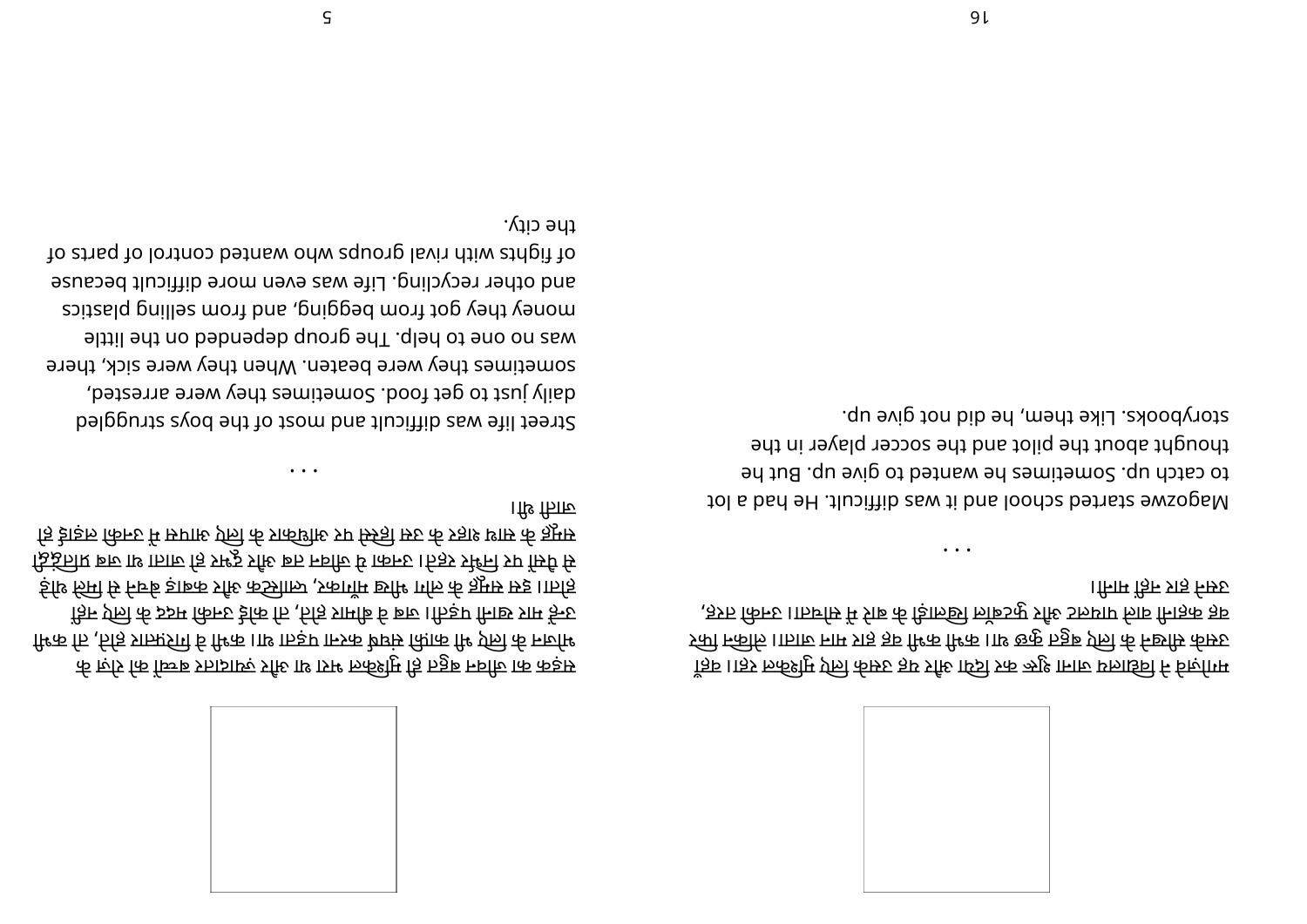मागोज़्वे ने विद्यालय जाना शुरू कर दिया और यह उसके लिए मुश्किल रहा। बहुत कुछ सीखने के लिए बहुत कुछ था। कभी कभी वह हार मान जाना चाहता। फिर वह विमान चालक और फुटबॉल खिलाड़ियों के बारे में सोचता। उनकी तरह, उसने हार नहीं मानी।

. . .

Magozwe started school and it was difficult. He had a lot to catch up. Sometimes he wanted to give up. But he thought about the pilot and the soccer player in the storybooks. Like them, he did not give up.

सड़क का जीवन बहुत ही मुश्किल भरा था और ज़्यादातर बच्चों को रोज़ के भोजन के लिए भी काफ़ी संघर्ष करना पड़ता था। कभी वे गिरफ़्तार होते, तो कभी उन्हें मार खानी पड़ती। जब वे बीमार होते, तो कोई उनकी मदद के लिए नहीं होता। इस समूह के लोग भीख माँगकर, प्लास्टिक और कबाड़ बेचने से मिले थोड़े से पैसों पर निर्भर रहते। उनका ये जीवन तब और दूभर हो जाता था जब प्रतिद्वंद्वी समूह के साथ शहर के कुछ हिस्सों पर अधिकार के लिए आपस में उनकी लड़ाई हो जाती थी।

. . .

Street life was difficult and most of the boys struggled daily just to get food. Sometimes they were arrested, sometimes they were beaten. When they were sick, there was no one to help. The group depended on the little money they got from begging, and from selling plastics and other recycling. Life was even more difficult because of fights with rival groups who wanted control of parts of the city.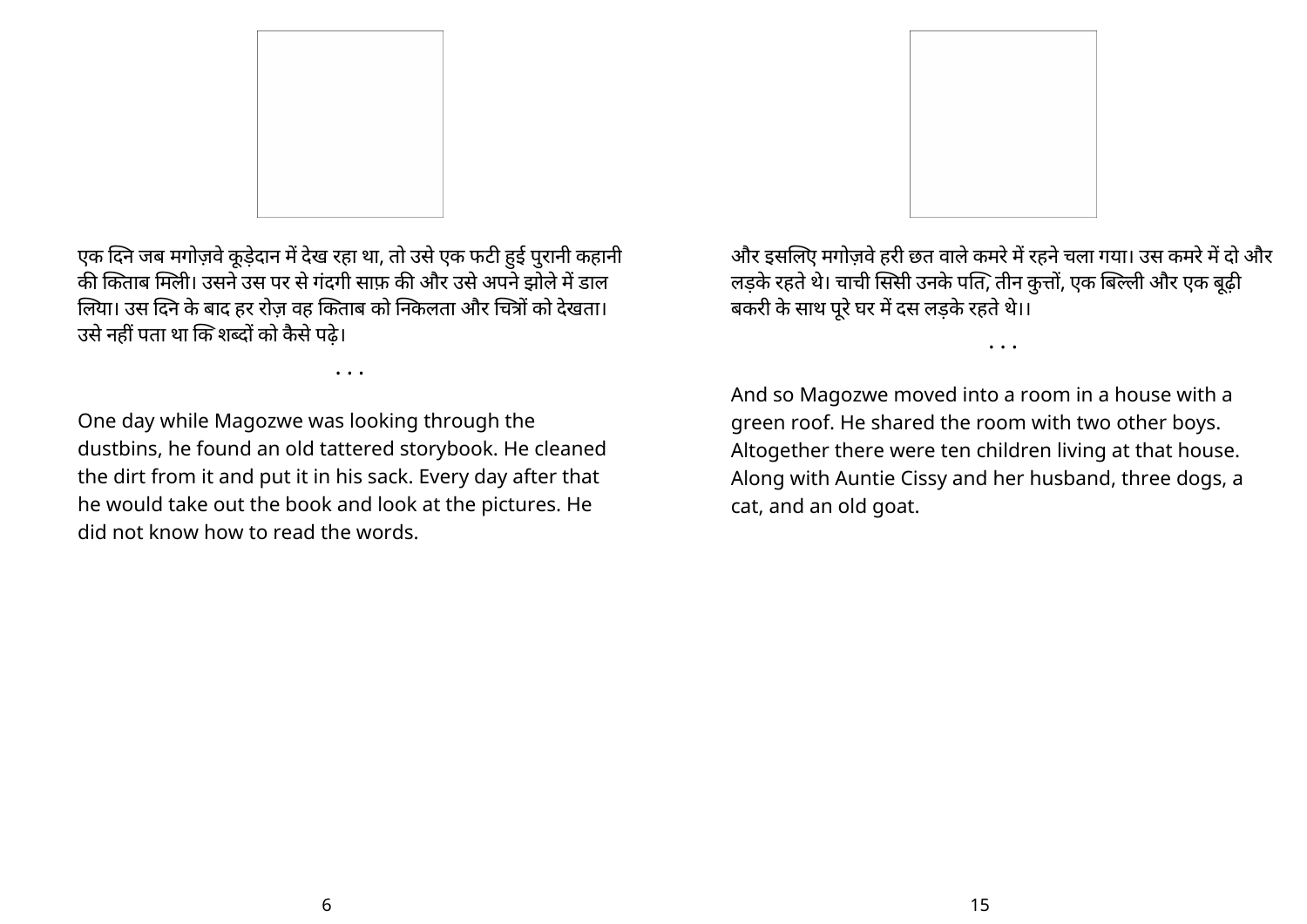एक दिन जब मगोज़वे कूड़ेदान में देख रहा था, तो उसे एक फटी हुई पुरानी कहानी की किताब मिली। उसने उस पर से गंदगी साफ़ की और उसे अपने झोले में डाल लिया। उस दिन के बाद हर रोज़ वह किताब को निकलता और चित्रों को देखता। उसे नहीं पता था कि शब्दों को कैसे पढ़े।

. . .

One day while Magozwe was looking through the dustbins, he found an old tattered storybook. He cleaned the dirt from it and put it in his sack. Every day after that he would take out the book and look at the pictures. He did not know how to read the words.

और इसलिए मगोज़वे हरी छत वाले कमरे में रहने चला गया। उस कमरे में दो और लड़के रहते थे। चाची सिसी उनके पति, तीन कुत्तों, एक बिल्ली और एक बूढ़ी बकरी के साथ पूरे घर में दस लड़के रहते थे।।

. . .

And so Magozwe moved into a room in a house with a green roof. He shared the room with two other boys. Altogether there were ten children living at that house. Along with Auntie Cissy and her husband, three dogs, a cat, and an old goat.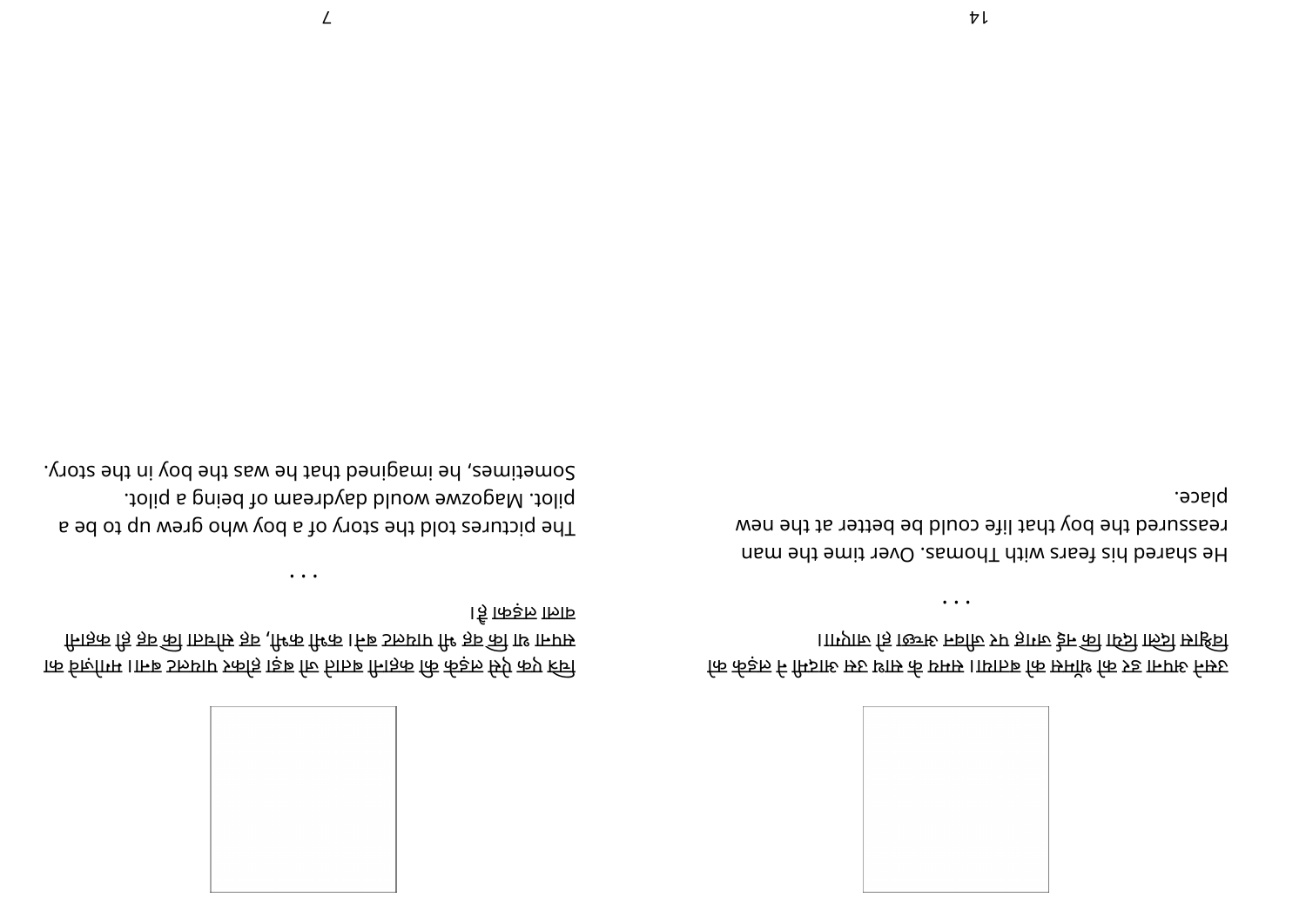उसने अपना डर थॉमस के साथ बाँटा। समय के साथ उस आदमी ने लड़के को विश्वास दिलाया कि नई जगह पर जीवन अच्छा हो जाएगा।

• • •

He shared his fears with Thomas. Over time the man reassured the boy that life could be better at the new place.

चित्र एक ऐसे लड़के की कहानी बताते जो बड़ा होकर पायलट बना। मगोज़वे का सपना था कि वह भी पायलट बने। कभी कभी, वह सोचता कि वह ही कहानी वाला लड़का है।

• • •

The pictures told the story of a boy who grew up to be a pilot. Magozwe would daydream of being a pilot. Sometimes, he imagined that he was the boy in the story.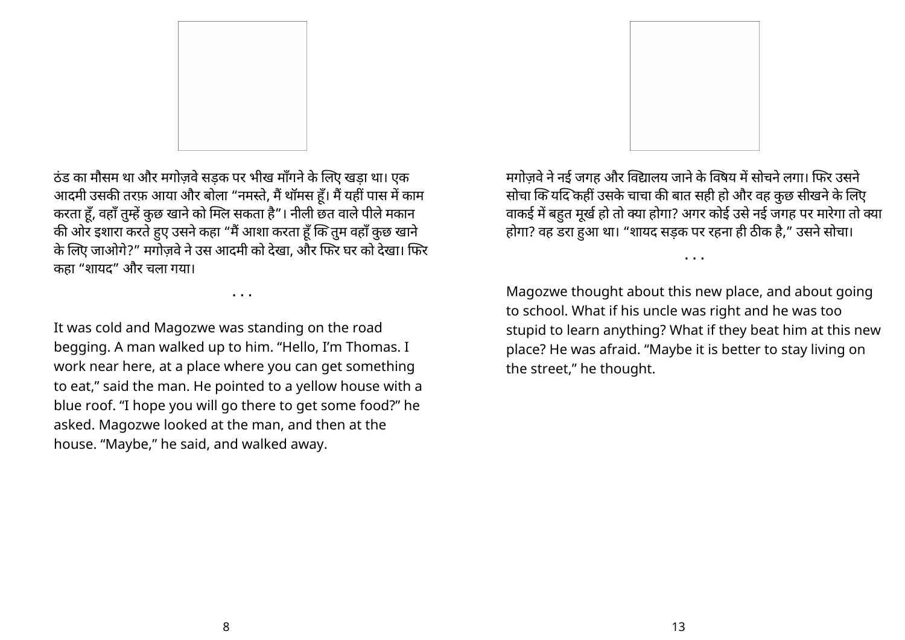ठंड का मौसम था और मगोज़वे सड़क पर भीख माँगने के लिए खड़ा था। एक आदमी उसकी तरफ़ आया और बोला “नमस्ते, मैं थॉमस हूँ। मैं यहीं पास में काम करता हूँ, वहाँ तुम्हें कुछ खाने को मिल सकता है”। नीली छत वाले पीले मकान की ओर इशारा करते हुए उसने कहा “मैं आशा करता हूँ कि तुम वहाँ कुछ खाने के लिए जाओगे?” मगोज़वे ने उस आदमी को देखा, और फिर घर को देखा। फिर कहा “शायद” और चला गया।

• • •

It was cold and Magozwe was standing on the road begging. A man walked up to him. “Hello, I’m Thomas. I work near here, at a place where you can get something to eat,” said the man. He pointed to a yellow house with a blue roof. “I hope you will go there to get some food?” he asked. Magozwe looked at the man, and then at the house. “Maybe,” he said, and walked away.

मगोज़वे ने नई जगह और विद्यालय जाने के विषय में सोचने लगा। फिर उसने सोचा कि यदि कहीं उसके चाचा की बात सही हो और वह कुछ सीखने के लिए वाकई में बहुत मूर्ख हो तो क्या होगा? अगर कोई उसे नई जगह पर मारेगा तो क्या होगा? वह डरा हुआ था। “शायद सड़क पर रहना ही ठीक है,” उसने सोचा।

• • •

Magozwe thought about this new place, and about going to school. What if his uncle was right and he was too stupid to learn anything? What if they beat him at this new place? He was afraid. “Maybe it is better to stay living on the street,” he thought.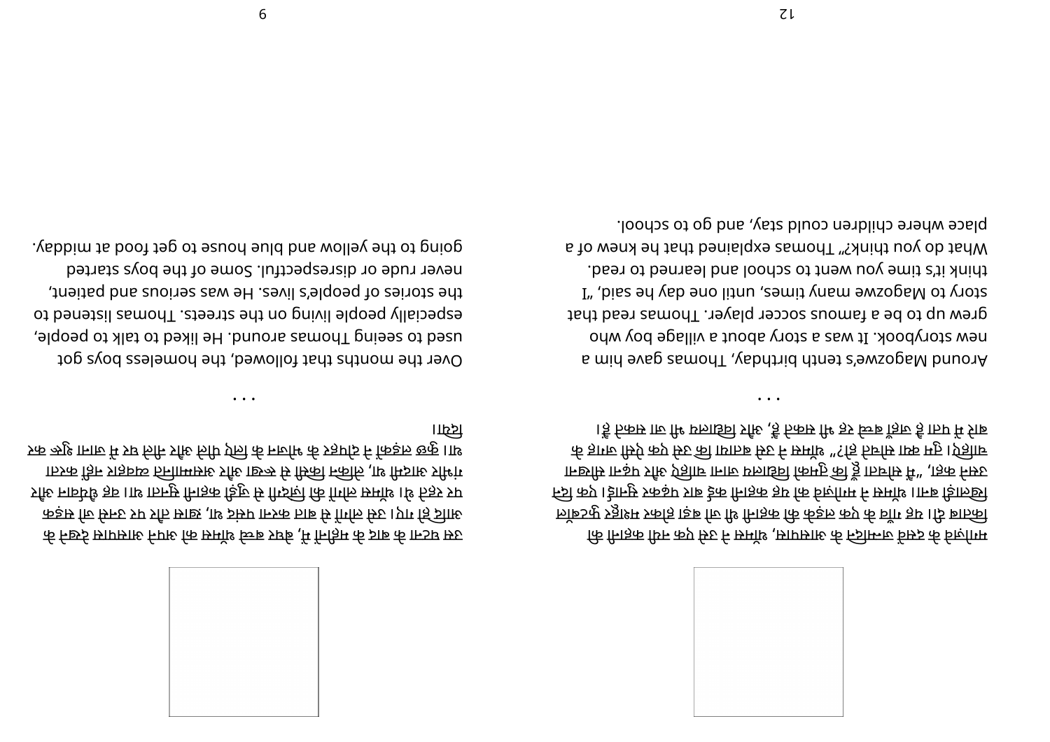माग्ज़्वे के दसवें जन्मदिन के आसपास, थॉमस ने उसे एक नयी कहानी की किताब दी। यह गाँव के एक लड़के की कहानी थी जो बड़े होकर एक मशहूर फुटबॉल खिलाड़ी बना। थॉमस ने माग्ज़्वे को वह कहानी कई बार पढ़कर सुनाई। एक दिन उसने कहा, "मैं सोचता हूँ कि तुम्हें विद्यालय जाना चाहिए और पढ़ना सीखना चाहिए। तुम क्या सोचते हो?" थॉमस ने उसे बताया कि वह एक ऐसी जगह के बारे में जानता है जहाँ बच्चे रह सकते हैं, और विद्यालय भी जा सकते हैं।

. . .

Around Magozwe's tenth birthday, Thomas gave him a new storybook. It was a story about a village boy who grew up to be a famous soccer player. Thomas read that story to Magozwe many times, until one day he said, "I think it's time you went to school and learned to read. What do you think?" Thomas explained that he knew of a place where children could stay, and go to school.

उस वक्त के बाद के महीनों में, बेघर लड़के थॉमस को अपने आसपास देखने के आदी हो गए। उसे लोगों से बात करना पसंद था, ख़ास तौर पर उनसे जो सड़क पर रहते थे। थॉमस लोगों की ज़िंदगियों से जुड़ी कहानियाँ सुनता था। वह धैर्यवान और गंभीर आदमी था, लेकिन किसी से रूखे और असम्मानित व्यवहार नहीं करता था। कुछ लड़कों ने दोपहर के भोजन के लिए पीले और नीले घर पर जाना शुरू कर दिया।

. . .

Over the months that followed, the homeless boys got used to seeing Thomas around. He liked to talk to people, especially people living on the streets. Thomas listened to the stories of people's lives. He was serious and patient, never rude or disrespectful. Some of the boys started going to the yellow and blue house to get food at midday.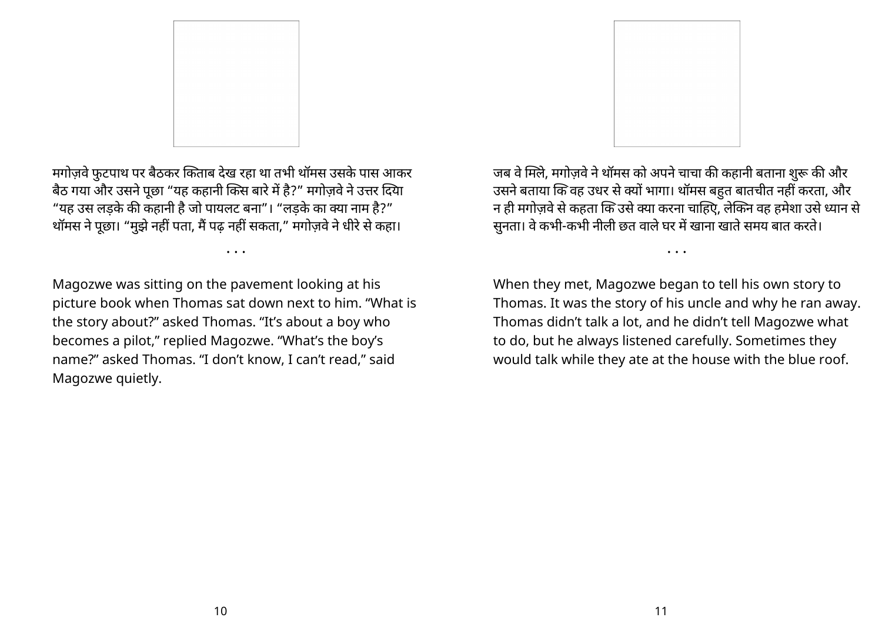मगोज़वे फुटपाथ पर बैठकर किताब देख रहा था तभी थॉमस उसके पास आकर बैठ गया और उसने पूछा “यह कहानी किस बारे में है?” मगोज़वे ने उत्तर दिया “यह उस लड़के की कहानी है जो पायलट बना”। “लड़के का क्या नाम है?” थॉमस ने पूछा। “मुझे नहीं पता, मैं पढ़ नहीं सकता,” मगोज़वे ने धीरे से कहा।

. . .

Magozwe was sitting on the pavement looking at his picture book when Thomas sat down next to him. “What is the story about?” asked Thomas. “It’s about a boy who becomes a pilot,” replied Magozwe. “What’s the boy’s name?” asked Thomas. “I don’t know, I can’t read,” said Magozwe quietly.

जब वे मिले, मगोज़वे ने थॉमस को अपने चाचा की कहानी बताना शुरू की और उसने बताया कि वह उधर से क्यों भागा। थॉमस बहुत बातचीत नहीं करता, और न ही मगोज़वे से कहता कि उसे क्या करना चाहिए, लेकिन वह हमेशा उसे ध्यान से सुनता। वे कभी-कभी नीली छत वाले घर में खाना खाते समय बात करते।

. . .

When they met, Magozwe began to tell his own story to Thomas. It was the story of his uncle and why he ran away. Thomas didn’t talk a lot, and he didn’t tell Magozwe what to do, but he always listened carefully. Sometimes they would talk while they ate at the house with the blue roof.